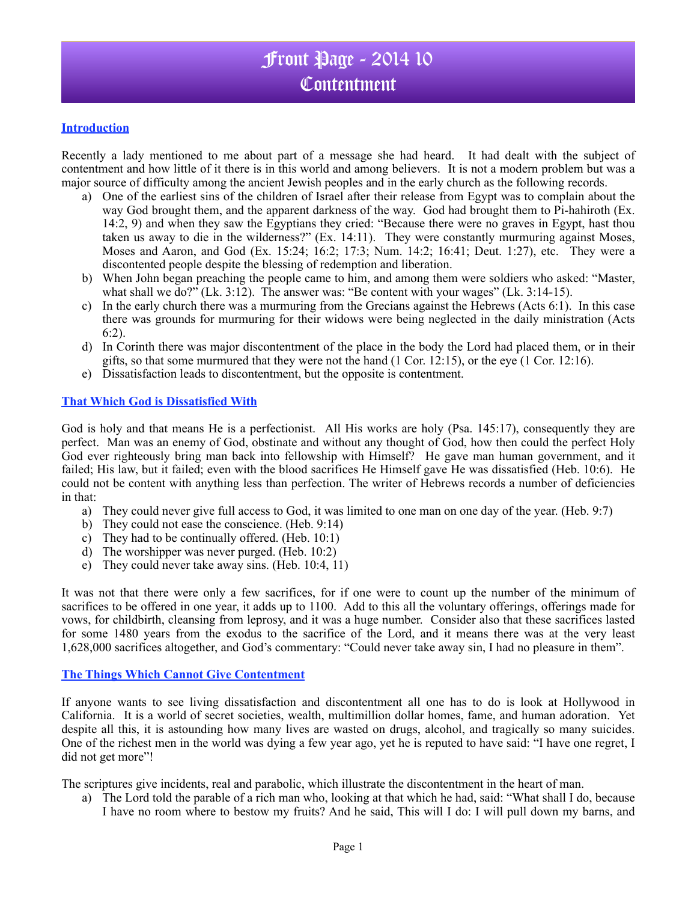# Front Page - 2014 10
# Contentment

## Introduction

Recently a lady mentioned to me about part of a message she had heard. It had dealt with the subject of contentment and how little of it there is in this world and among believers. It is not a modern problem but was a major source of difficulty among the ancient Jewish peoples and in the early church as the following records.

a) One of the earliest sins of the children of Israel after their release from Egypt was to complain about the way God brought them, and the apparent darkness of the way. God had brought them to Pi-hahiroth (Ex. 14:2, 9) and when they saw the Egyptians they cried: "Because there were no graves in Egypt, hast thou taken us away to die in the wilderness?" (Ex. 14:11). They were constantly murmuring against Moses, Moses and Aaron, and God (Ex. 15:24; 16:2; 17:3; Num. 14:2; 16:41; Deut. 1:27), etc. They were a discontented people despite the blessing of redemption and liberation.
b) When John began preaching the people came to him, and among them were soldiers who asked: "Master, what shall we do?" (Lk. 3:12). The answer was: "Be content with your wages" (Lk. 3:14-15).
c) In the early church there was a murmuring from the Grecians against the Hebrews (Acts 6:1). In this case there was grounds for murmuring for their widows were being neglected in the daily ministration (Acts 6:2).
d) In Corinth there was major discontentment of the place in the body the Lord had placed them, or in their gifts, so that some murmured that they were not the hand (1 Cor. 12:15), or the eye (1 Cor. 12:16).
e) Dissatisfaction leads to discontentment, but the opposite is contentment.

## That Which God is Dissatisfied With

God is holy and that means He is a perfectionist. All His works are holy (Psa. 145:17), consequently they are perfect. Man was an enemy of God, obstinate and without any thought of God, how then could the perfect Holy God ever righteously bring man back into fellowship with Himself? He gave man human government, and it failed; His law, but it failed; even with the blood sacrifices He Himself gave He was dissatisfied (Heb. 10:6). He could not be content with anything less than perfection. The writer of Hebrews records a number of deficiencies in that:

a) They could never give full access to God, it was limited to one man on one day of the year. (Heb. 9:7)
b) They could not ease the conscience. (Heb. 9:14)
c) They had to be continually offered. (Heb. 10:1)
d) The worshipper was never purged. (Heb. 10:2)
e) They could never take away sins. (Heb. 10:4, 11)

It was not that there were only a few sacrifices, for if one were to count up the number of the minimum of sacrifices to be offered in one year, it adds up to 1100. Add to this all the voluntary offerings, offerings made for vows, for childbirth, cleansing from leprosy, and it was a huge number. Consider also that these sacrifices lasted for some 1480 years from the exodus to the sacrifice of the Lord, and it means there was at the very least 1,628,000 sacrifices altogether, and God's commentary: "Could never take away sin, I had no pleasure in them".

## The Things Which Cannot Give Contentment

If anyone wants to see living dissatisfaction and discontentment all one has to do is look at Hollywood in California. It is a world of secret societies, wealth, multimillion dollar homes, fame, and human adoration. Yet despite all this, it is astounding how many lives are wasted on drugs, alcohol, and tragically so many suicides. One of the richest men in the world was dying a few year ago, yet he is reputed to have said: "I have one regret, I did not get more"!

The scriptures give incidents, real and parabolic, which illustrate the discontentment in the heart of man.

a) The Lord told the parable of a rich man who, looking at that which he had, said: "What shall I do, because I have no room where to bestow my fruits? And he said, This will I do: I will pull down my barns, and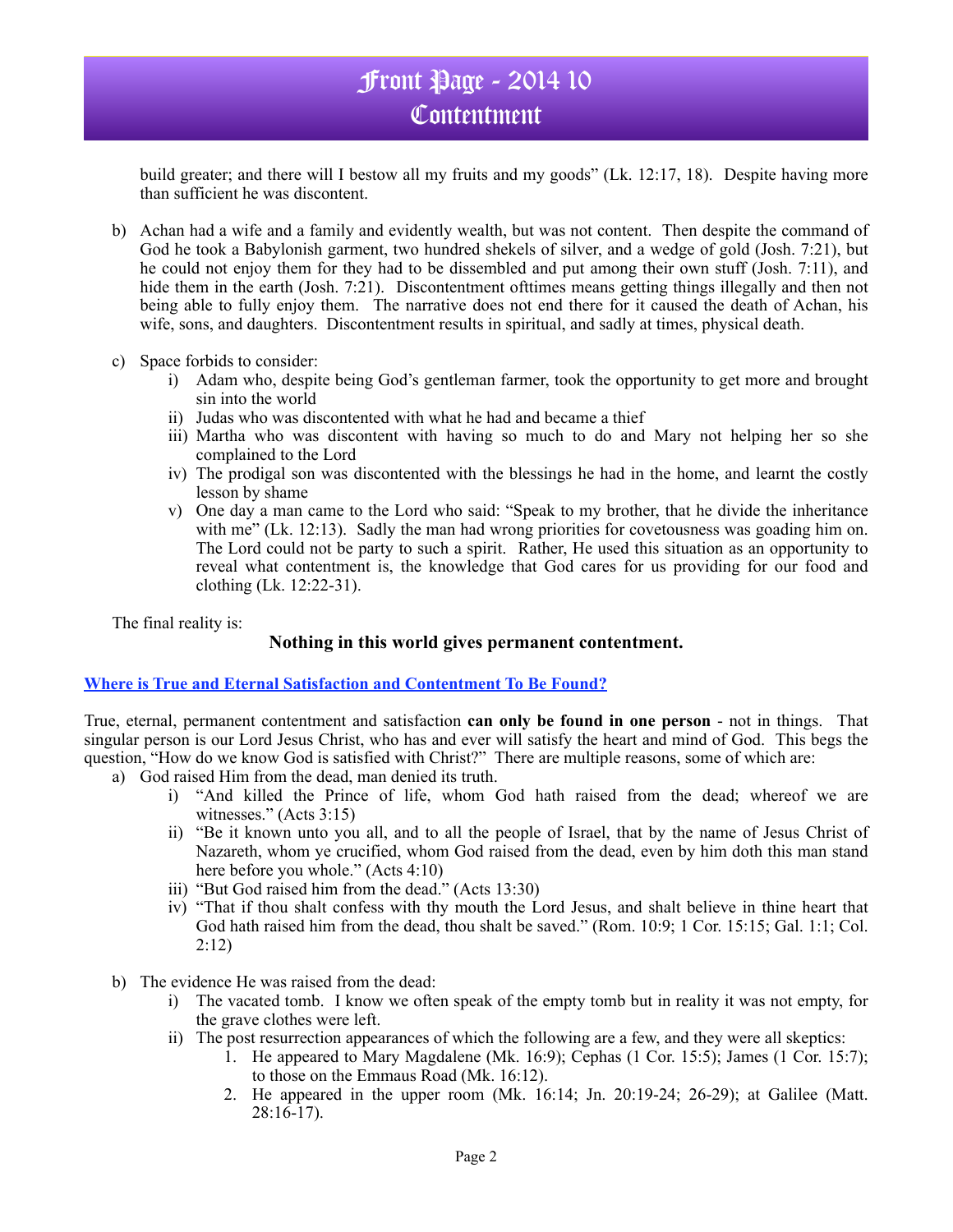build greater; and there will I bestow all my fruits and my goods" (Lk. 12:17, 18). Despite having more than sufficient he was discontent.

b) Achan had a wife and a family and evidently wealth, but was not content. Then despite the command of God he took a Babylonish garment, two hundred shekels of silver, and a wedge of gold (Josh. 7:21), but he could not enjoy them for they had to be dissembled and put among their own stuff (Josh. 7:11), and hide them in the earth (Josh. 7:21). Discontentment ofttimes means getting things illegally and then not being able to fully enjoy them. The narrative does not end there for it caused the death of Achan, his wife, sons, and daughters. Discontentment results in spiritual, and sadly at times, physical death.

c) Space forbids to consider:
   i) Adam who, despite being God's gentleman farmer, took the opportunity to get more and brought sin into the world
   ii) Judas who was discontented with what he had and became a thief
   iii) Martha who was discontent with having so much to do and Mary not helping her so she complained to the Lord
   iv) The prodigal son was discontented with the blessings he had in the home, and learnt the costly lesson by shame
   v) One day a man came to the Lord who said: "Speak to my brother, that he divide the inheritance with me" (Lk. 12:13). Sadly the man had wrong priorities for covetousness was goading him on. The Lord could not be party to such a spirit. Rather, He used this situation as an opportunity to reveal what contentment is, the knowledge that God cares for us providing for our food and clothing (Lk. 12:22-31).

The final reality is:

**Nothing in this world gives permanent contentment.**

## Where is True and Eternal Satisfaction and Contentment To Be Found?

True, eternal, permanent contentment and satisfaction **can only be found in one person** - not in things. That singular person is our Lord Jesus Christ, who has and ever will satisfy the heart and mind of God. This begs the question, "How do we know God is satisfied with Christ?" There are multiple reasons, some of which are:

a) God raised Him from the dead, man denied its truth.
   i) "And killed the Prince of life, whom God hath raised from the dead; whereof we are witnesses." (Acts 3:15)
   ii) "Be it known unto you all, and to all the people of Israel, that by the name of Jesus Christ of Nazareth, whom ye crucified, whom God raised from the dead, even by him doth this man stand here before you whole." (Acts 4:10)
   iii) "But God raised him from the dead." (Acts 13:30)
   iv) "That if thou shalt confess with thy mouth the Lord Jesus, and shalt believe in thine heart that God hath raised him from the dead, thou shalt be saved." (Rom. 10:9; 1 Cor. 15:15; Gal. 1:1; Col. 2:12)

b) The evidence He was raised from the dead:
   i) The vacated tomb. I know we often speak of the empty tomb but in reality it was not empty, for the grave clothes were left.
   ii) The post resurrection appearances of which the following are a few, and they were all skeptics:
      1. He appeared to Mary Magdalene (Mk. 16:9); Cephas (1 Cor. 15:5); James (1 Cor. 15:7); to those on the Emmaus Road (Mk. 16:12).
      2. He appeared in the upper room (Mk. 16:14; Jn. 20:19-24; 26-29); at Galilee (Matt. 28:16-17).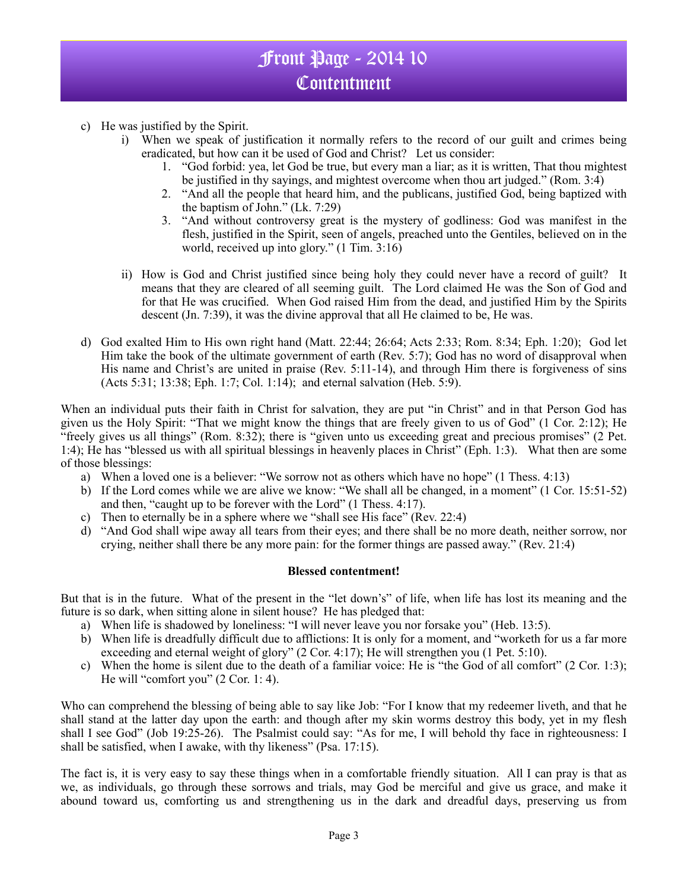c) He was justified by the Spirit.
   i) When we speak of justification it normally refers to the record of our guilt and crimes being eradicated, but how can it be used of God and Christ? Let us consider:
      1. "God forbid: yea, let God be true, but every man a liar; as it is written, That thou mightest be justified in thy sayings, and mightest overcome when thou art judged." (Rom. 3:4)
      2. "And all the people that heard him, and the publicans, justified God, being baptized with the baptism of John." (Lk. 7:29)
      3. "And without controversy great is the mystery of godliness: God was manifest in the flesh, justified in the Spirit, seen of angels, preached unto the Gentiles, believed on in the world, received up into glory." (1 Tim. 3:16)

   ii) How is God and Christ justified since being holy they could never have a record of guilt? It means that they are cleared of all seeming guilt. The Lord claimed He was the Son of God and for that He was crucified. When God raised Him from the dead, and justified Him by the Spirits descent (Jn. 7:39), it was the divine approval that all He claimed to be, He was.

d) God exalted Him to His own right hand (Matt. 22:44; 26:64; Acts 2:33; Rom. 8:34; Eph. 1:20); God let Him take the book of the ultimate government of earth (Rev. 5:7); God has no word of disapproval when His name and Christ's are united in praise (Rev. 5:11-14), and through Him there is forgiveness of sins (Acts 5:31; 13:38; Eph. 1:7; Col. 1:14); and eternal salvation (Heb. 5:9).

When an individual puts their faith in Christ for salvation, they are put "in Christ" and in that Person God has given us the Holy Spirit: "That we might know the things that are freely given to us of God" (1 Cor. 2:12); He "freely gives us all things" (Rom. 8:32); there is "given unto us exceeding great and precious promises" (2 Pet. 1:4); He has "blessed us with all spiritual blessings in heavenly places in Christ" (Eph. 1:3). What then are some of those blessings:

a) When a loved one is a believer: "We sorrow not as others which have no hope" (1 Thess. 4:13)
b) If the Lord comes while we are alive we know: "We shall all be changed, in a moment" (1 Cor. 15:51-52) and then, "caught up to be forever with the Lord" (1 Thess. 4:17).
c) Then to eternally be in a sphere where we "shall see His face" (Rev. 22:4)
d) "And God shall wipe away all tears from their eyes; and there shall be no more death, neither sorrow, nor crying, neither shall there be any more pain: for the former things are passed away." (Rev. 21:4)

**Blessed contentment!**

But that is in the future. What of the present in the "let down's" of life, when life has lost its meaning and the future is so dark, when sitting alone in silent house? He has pledged that:

a) When life is shadowed by loneliness: "I will never leave you nor forsake you" (Heb. 13:5).
b) When life is dreadfully difficult due to afflictions: It is only for a moment, and "worketh for us a far more exceeding and eternal weight of glory" (2 Cor. 4:17); He will strengthen you (1 Pet. 5:10).
c) When the home is silent due to the death of a familiar voice: He is "the God of all comfort" (2 Cor. 1:3); He will "comfort you" (2 Cor. 1: 4).

Who can comprehend the blessing of being able to say like Job: "For I know that my redeemer liveth, and that he shall stand at the latter day upon the earth: and though after my skin worms destroy this body, yet in my flesh shall I see God" (Job 19:25-26). The Psalmist could say: "As for me, I will behold thy face in righteousness: I shall be satisfied, when I awake, with thy likeness" (Psa. 17:15).

The fact is, it is very easy to say these things when in a comfortable friendly situation. All I can pray is that as we, as individuals, go through these sorrows and trials, may God be merciful and give us grace, and make it abound toward us, comforting us and strengthening us in the dark and dreadful days, preserving us from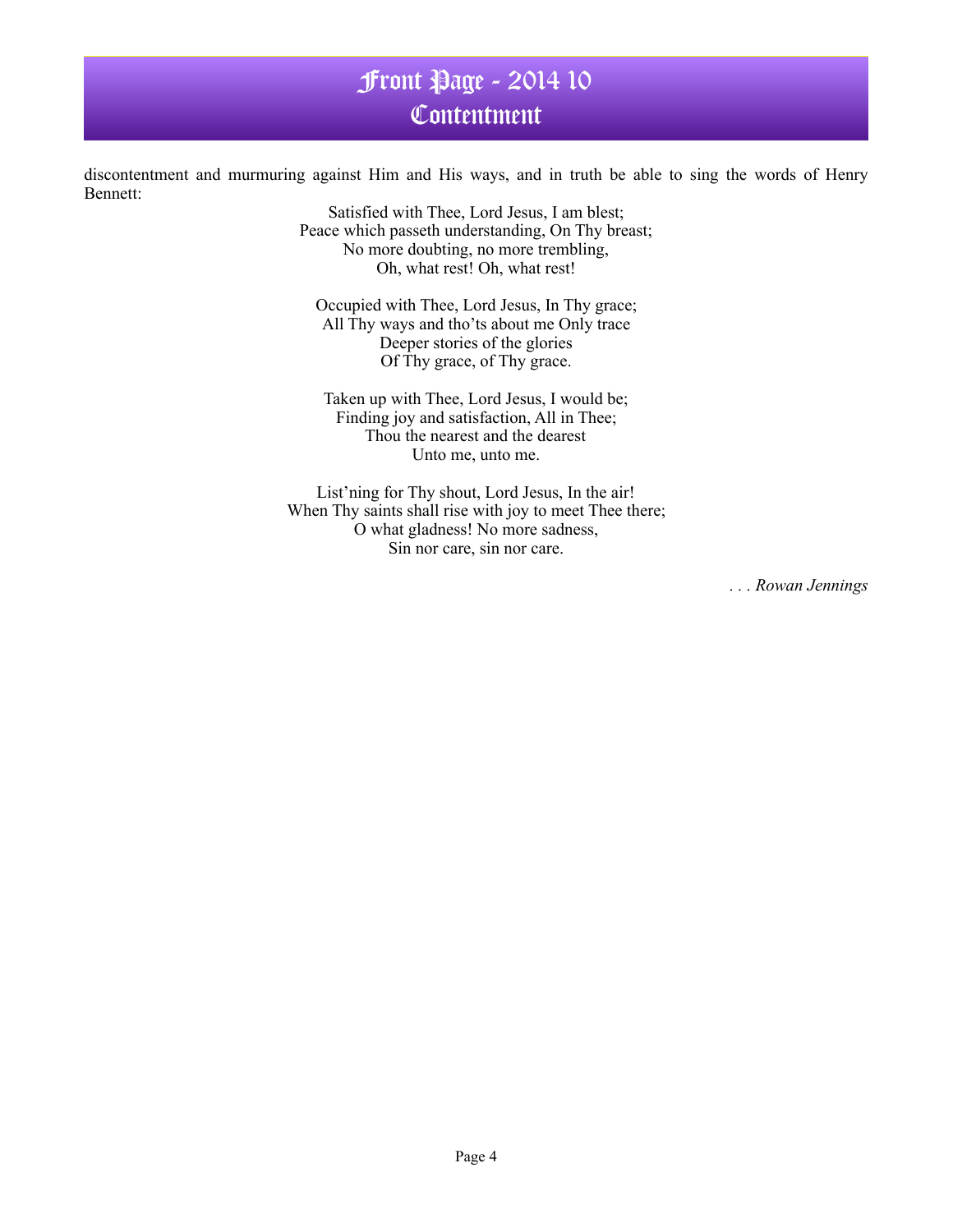discontentment and murmuring against Him and His ways, and in truth be able to sing the words of Henry Bennett:

Satisfied with Thee, Lord Jesus, I am blest;
Peace which passeth understanding, On Thy breast;
No more doubting, no more trembling,
Oh, what rest! Oh, what rest!

Occupied with Thee, Lord Jesus, In Thy grace;
All Thy ways and tho'ts about me Only trace
Deeper stories of the glories
Of Thy grace, of Thy grace.

Taken up with Thee, Lord Jesus, I would be;
Finding joy and satisfaction, All in Thee;
Thou the nearest and the dearest
Unto me, unto me.

List'ning for Thy shout, Lord Jesus, In the air!
When Thy saints shall rise with joy to meet Thee there;
O what gladness! No more sadness,
Sin nor care, sin nor care.

*. . . Rowan Jennings*